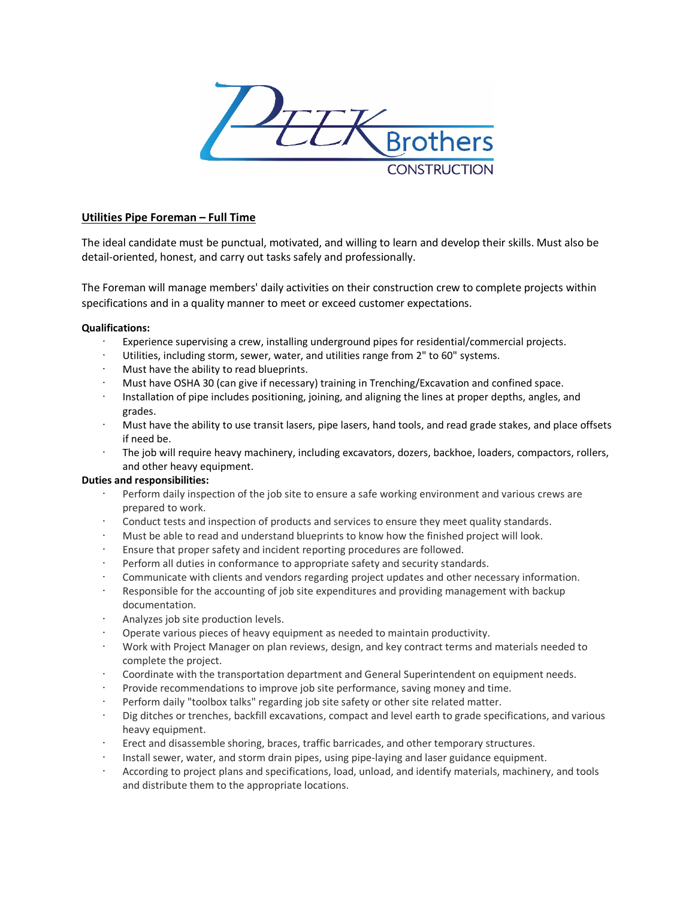PEEK Brothers CONSTRUCTION

**Utilities Pipe Foreman – Full Time**

The ideal candidate must be punctual, motivated, and willing to learn and develop their skills. Must also be detail-oriented, honest, and carry out tasks safely and professionally.

The Foreman will manage members' daily activities on their construction crew to complete projects within specifications and in a quality manner to meet or exceed customer expectations.

**Qualifications:**

- Experience supervising a crew, installing underground pipes for residential/commercial projects.
- Utilities, including storm, sewer, water, and utilities range from 2" to 60" systems.
- Must have the ability to read blueprints.
- Must have OSHA 30 (can give if necessary) training in Trenching/Excavation and confined space.
- Installation of pipe includes positioning, joining, and aligning the lines at proper depths, angles, and grades.
- Must have the ability to use transit lasers, pipe lasers, hand tools, and read grade stakes, and place offsets if need be.
- The job will require heavy machinery, including excavators, dozers, backhoe, loaders, compactors, rollers, and other heavy equipment.

**Duties and responsibilities:**

- Perform daily inspection of the job site to ensure a safe working environment and various crews are prepared to work.
- Conduct tests and inspection of products and services to ensure they meet quality standards.
- Must be able to read and understand blueprints to know how the finished project will look.
- Ensure that proper safety and incident reporting procedures are followed.
- Perform all duties in conformance to appropriate safety and security standards.
- Communicate with clients and vendors regarding project updates and other necessary information.
- Responsible for the accounting of job site expenditures and providing management with backup documentation.
- Analyzes job site production levels.
- Operate various pieces of heavy equipment as needed to maintain productivity.
- Work with Project Manager on plan reviews, design, and key contract terms and materials needed to complete the project.
- Coordinate with the transportation department and General Superintendent on equipment needs.
- Provide recommendations to improve job site performance, saving money and time.
- Perform daily "toolbox talks" regarding job site safety or other site related matter.
- Dig ditches or trenches, backfill excavations, compact and level earth to grade specifications, and various heavy equipment.
- Erect and disassemble shoring, braces, traffic barricades, and other temporary structures.
- Install sewer, water, and storm drain pipes, using pipe-laying and laser guidance equipment.
- According to project plans and specifications, load, unload, and identify materials, machinery, and tools and distribute them to the appropriate locations.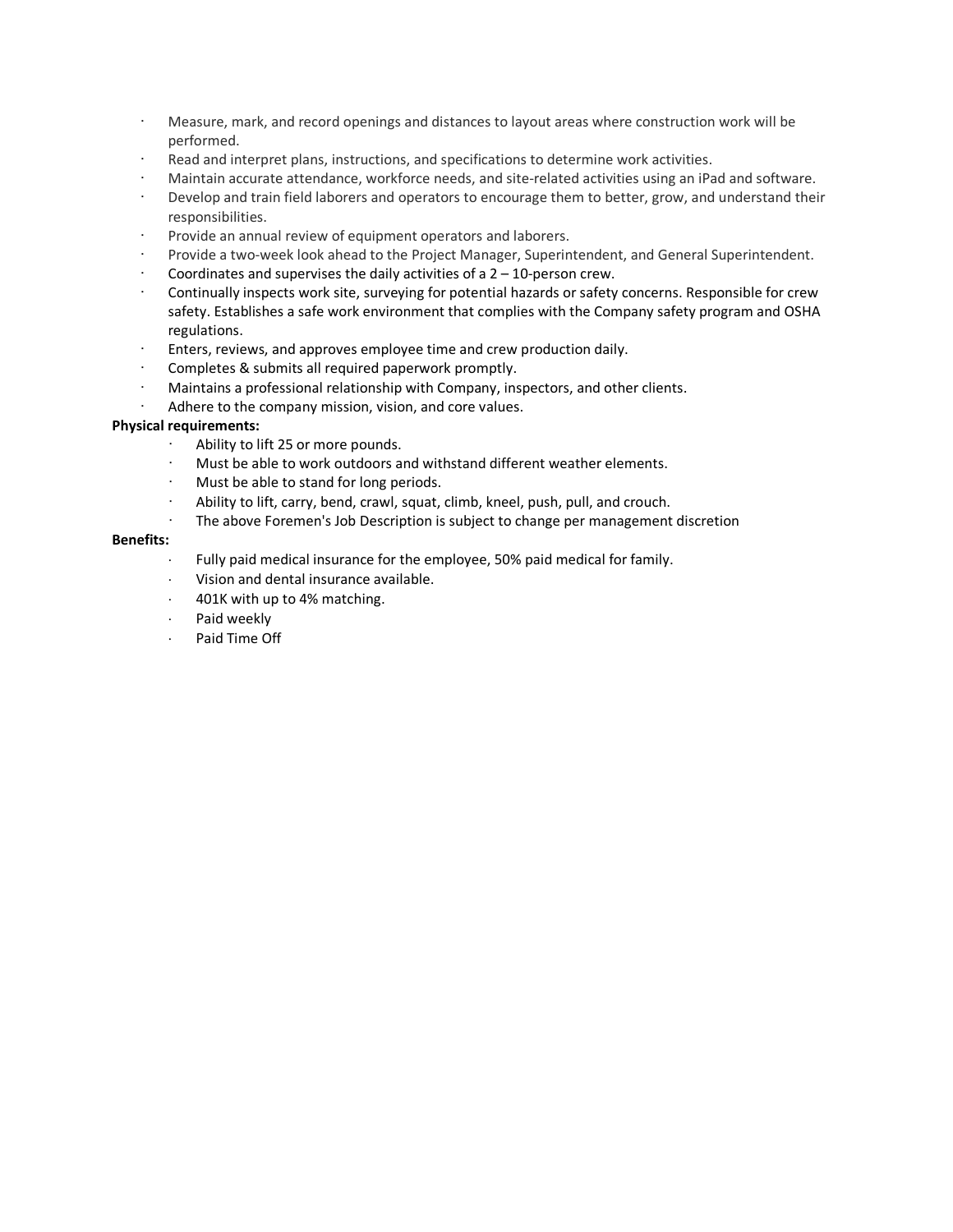- Measure, mark, and record openings and distances to layout areas where construction work will be performed.
- Read and interpret plans, instructions, and specifications to determine work activities.
- Maintain accurate attendance, workforce needs, and site-related activities using an iPad and software.
- Develop and train field laborers and operators to encourage them to better, grow, and understand their responsibilities.
- Provide an annual review of equipment operators and laborers.
- Provide a two-week look ahead to the Project Manager, Superintendent, and General Superintendent.
- Coordinates and supervises the daily activities of a 2 – 10-person crew.
- Continually inspects work site, surveying for potential hazards or safety concerns. Responsible for crew safety. Establishes a safe work environment that complies with the Company safety program and OSHA regulations.
- Enters, reviews, and approves employee time and crew production daily.
- Completes & submits all required paperwork promptly.
- Maintains a professional relationship with Company, inspectors, and other clients.
- Adhere to the company mission, vision, and core values.

**Physical requirements:**

- Ability to lift 25 or more pounds.
- Must be able to work outdoors and withstand different weather elements.
- Must be able to stand for long periods.
- Ability to lift, carry, bend, crawl, squat, climb, kneel, push, pull, and crouch.
- The above Foremen's Job Description is subject to change per management discretion

**Benefits:**

- Fully paid medical insurance for the employee, 50% paid medical for family.
- Vision and dental insurance available.
- 401K with up to 4% matching.
- Paid weekly
- Paid Time Off